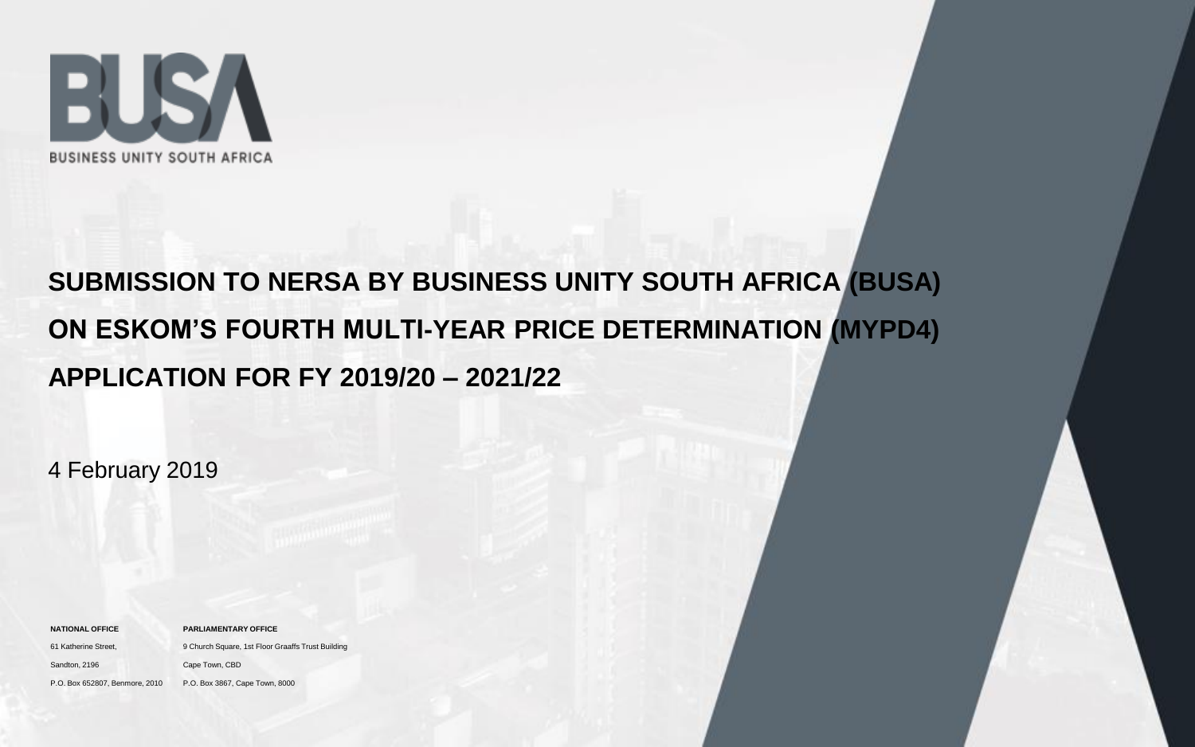BUSINESS UNITY SOUTH AFRICA

# SUBMISSION TO NERSA BY BUSINESS UNITY SOUTH AFRICA (BUSA) ON ESKOM'S FOURTH MULTI-YEAR PRICE DETERMINATION (MYPD4) APPLICATION FOR FY 2019/20 – 2021/22

4 February 2019

**NATIONAL OFFICE**

61 Katherine Street,

Sandton, 2196

P.O. Box 652807, Benmore, 2010

**PARLIAMENTARY OFFICE**

9 Church Square, 1st Floor Graaffs Trust Building

Cape Town, CBD

P.O. Box 3867, Cape Town, 8000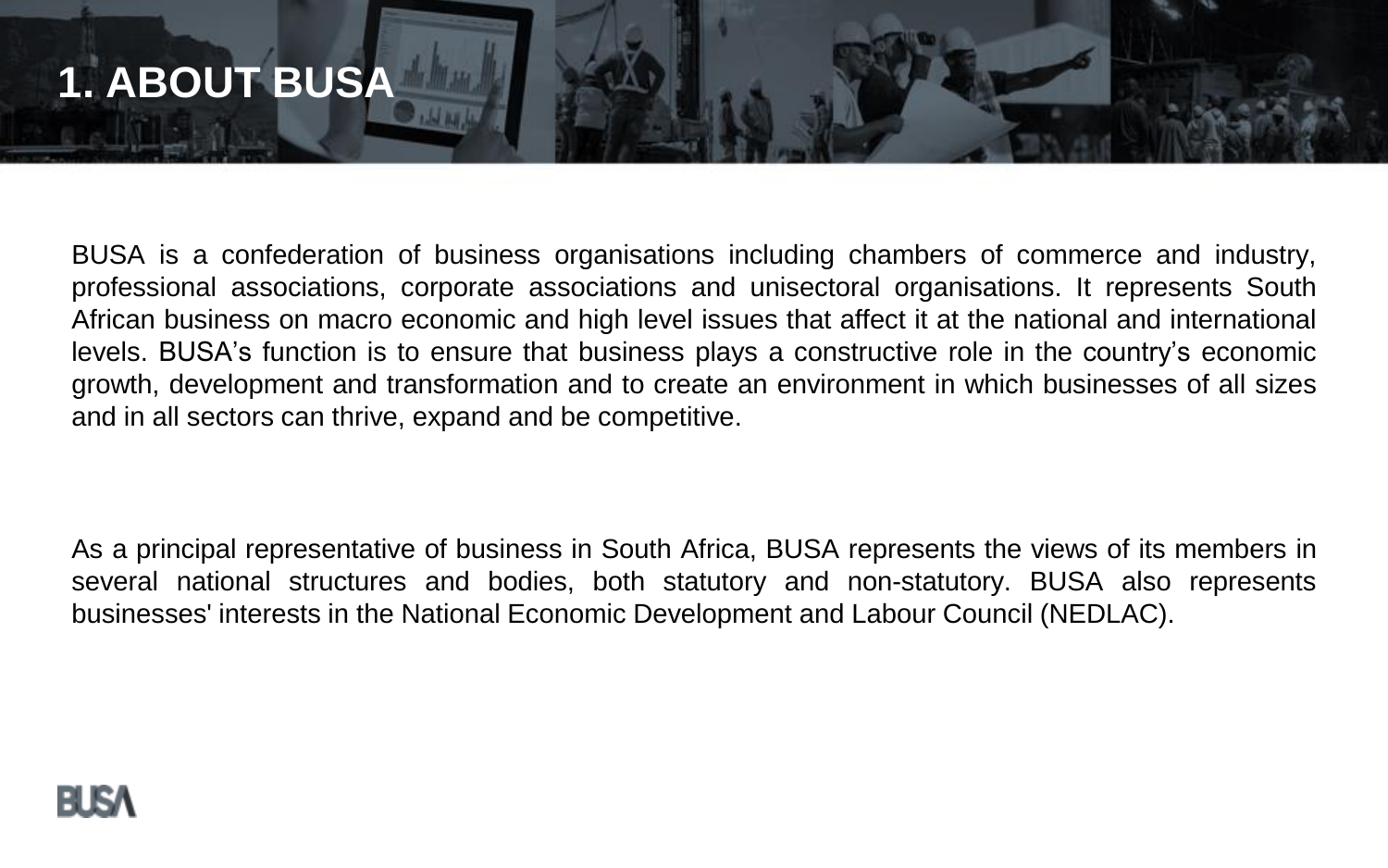# 1. ABOUT BUSA

BUSA is a confederation of business organisations including chambers of commerce and industry, professional associations, corporate associations and unisectoral organisations. It represents South African business on macro economic and high level issues that affect it at the national and international levels. BUSA's function is to ensure that business plays a constructive role in the country's economic growth, development and transformation and to create an environment in which businesses of all sizes and in all sectors can thrive, expand and be competitive.

As a principal representative of business in South Africa, BUSA represents the views of its members in several national structures and bodies, both statutory and non-statutory. BUSA also represents businesses' interests in the National Economic Development and Labour Council (NEDLAC).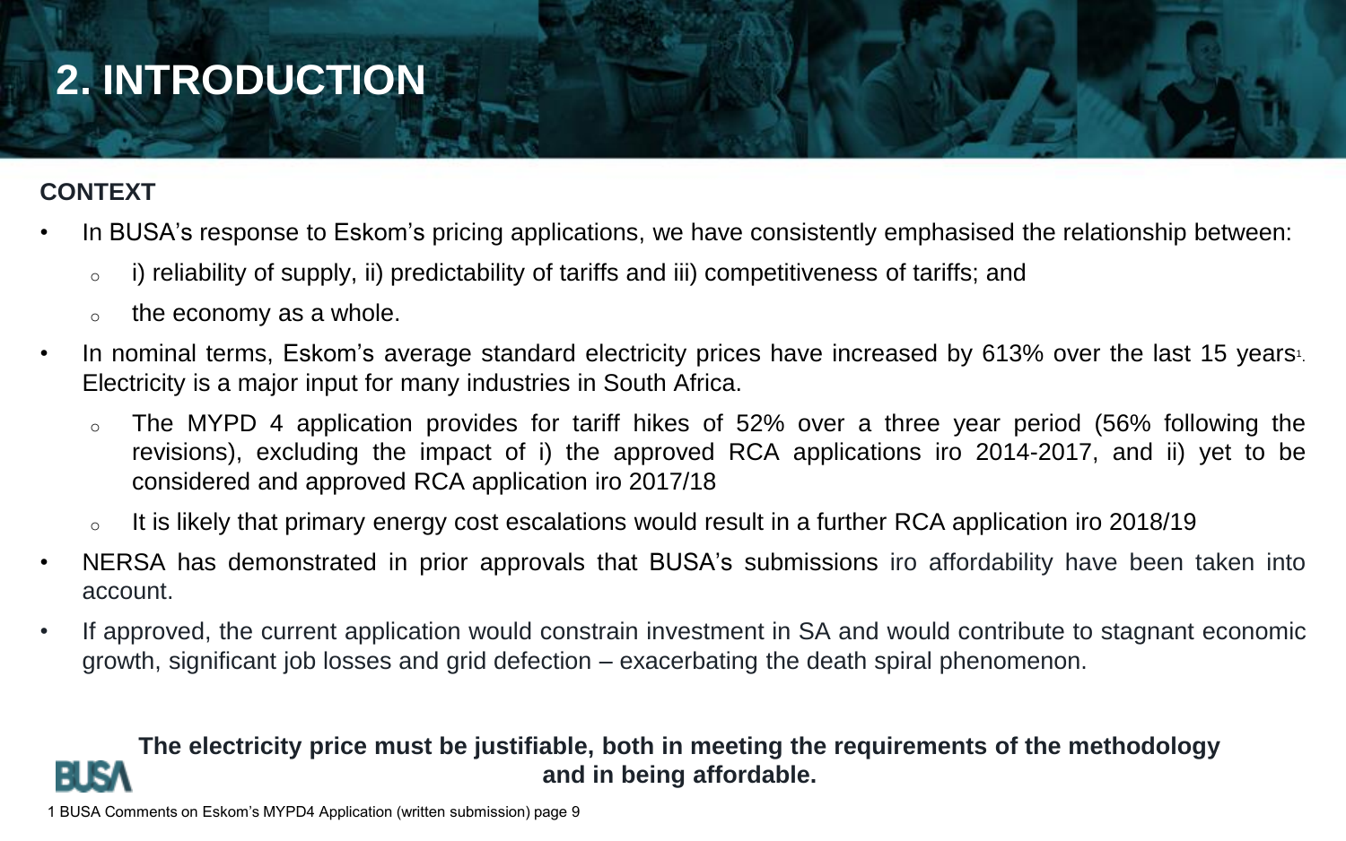# 2. INTRODUCTION

**CONTEXT**

- In BUSA's response to Eskom's pricing applications, we have consistently emphasised the relationship between:
  - i) reliability of supply, ii) predictability of tariffs and iii) competitiveness of tariffs; and
  - the economy as a whole.
- In nominal terms, Eskom's average standard electricity prices have increased by 613% over the last 15 years[1]. Electricity is a major input for many industries in South Africa.
  - The MYPD 4 application provides for tariff hikes of 52% over a three year period (56% following the revisions), excluding the impact of i) the approved RCA applications iro 2014-2017, and ii) yet to be considered and approved RCA application iro 2017/18
  - It is likely that primary energy cost escalations would result in a further RCA application iro 2018/19
- NERSA has demonstrated in prior approvals that BUSA's submissions iro affordability have been taken into account.
- If approved, the current application would constrain investment in SA and would contribute to stagnant economic growth, significant job losses and grid defection – exacerbating the death spiral phenomenon.

**The electricity price must be justifiable, both in meeting the requirements of the methodology and in being affordable.**

BUSA

1 BUSA Comments on Eskom's MYPD4 Application (written submission) page 9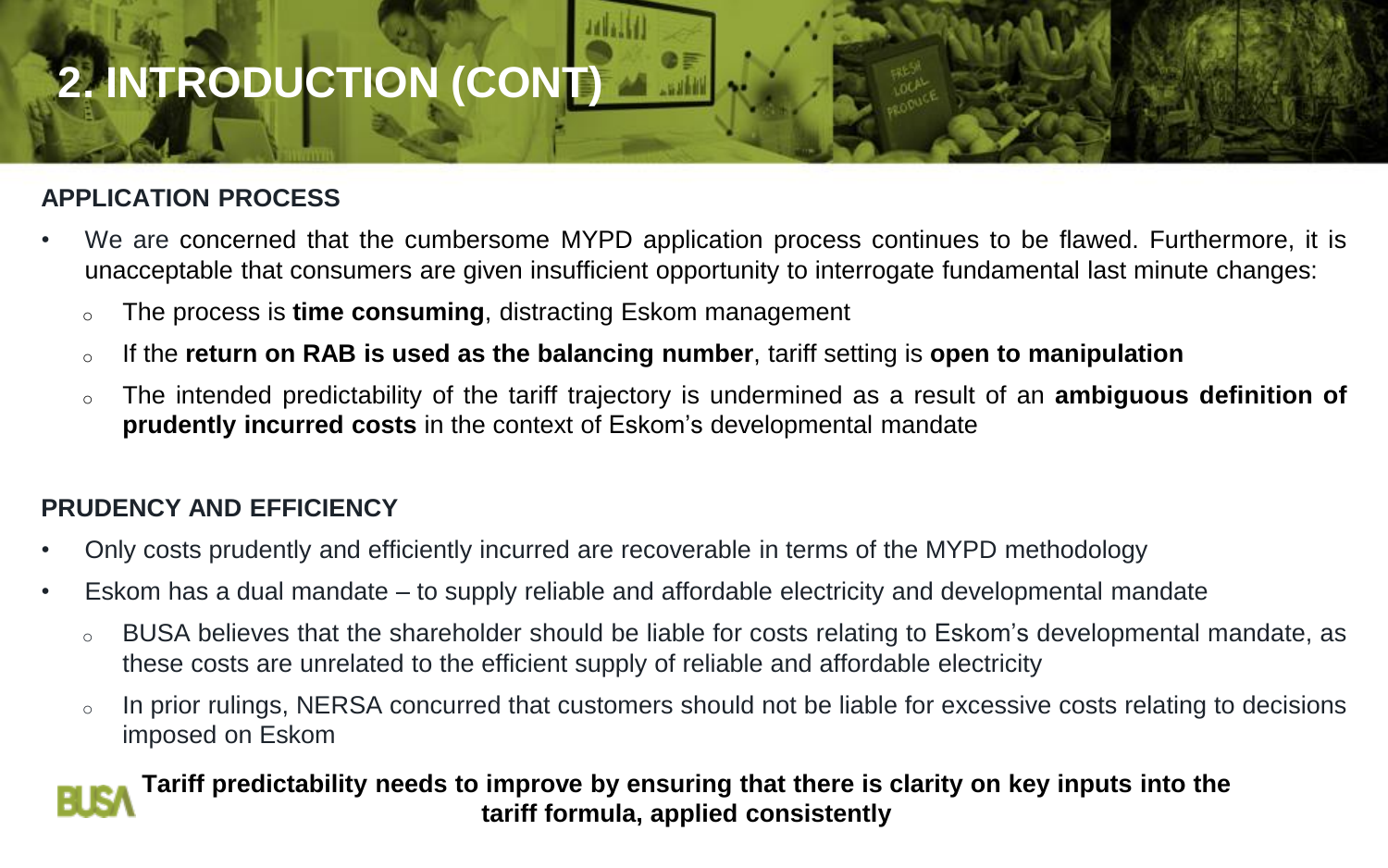# 2. INTRODUCTION (CONT)

## APPLICATION PROCESS

- We are concerned that the cumbersome MYPD application process continues to be flawed. Furthermore, it is unacceptable that consumers are given insufficient opportunity to interrogate fundamental last minute changes:
  - The process is **time consuming**, distracting Eskom management
  - If the **return on RAB is used as the balancing number**, tariff setting is **open to manipulation**
  - The intended predictability of the tariff trajectory is undermined as a result of an **ambiguous definition of prudently incurred costs** in the context of Eskom's developmental mandate

## PRUDENCY AND EFFICIENCY

- Only costs prudently and efficiently incurred are recoverable in terms of the MYPD methodology
- Eskom has a dual mandate – to supply reliable and affordable electricity and developmental mandate
  - BUSA believes that the shareholder should be liable for costs relating to Eskom's developmental mandate, as these costs are unrelated to the efficient supply of reliable and affordable electricity
  - In prior rulings, NERSA concurred that customers should not be liable for excessive costs relating to decisions imposed on Eskom

**Tariff predictability needs to improve by ensuring that there is clarity on key inputs into the tariff formula, applied consistently**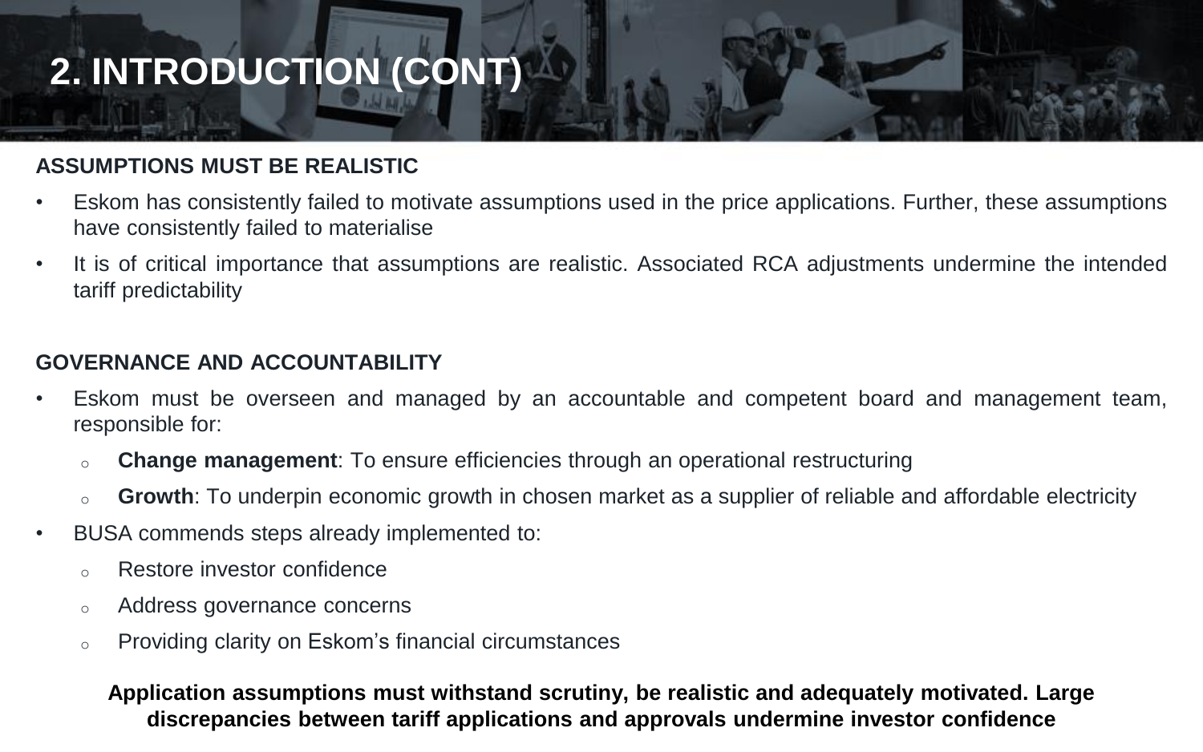# 2. INTRODUCTION (CONT)

**ASSUMPTIONS MUST BE REALISTIC**

- Eskom has consistently failed to motivate assumptions used in the price applications. Further, these assumptions have consistently failed to materialise
- It is of critical importance that assumptions are realistic. Associated RCA adjustments undermine the intended tariff predictability

**GOVERNANCE AND ACCOUNTABILITY**

- Eskom must be overseen and managed by an accountable and competent board and management team, responsible for:
  - **Change management**: To ensure efficiencies through an operational restructuring
  - **Growth**: To underpin economic growth in chosen market as a supplier of reliable and affordable electricity
- BUSA commends steps already implemented to:
  - Restore investor confidence
  - Address governance concerns
  - Providing clarity on Eskom's financial circumstances

**Application assumptions must withstand scrutiny, be realistic and adequately motivated. Large discrepancies between tariff applications and approvals undermine investor confidence**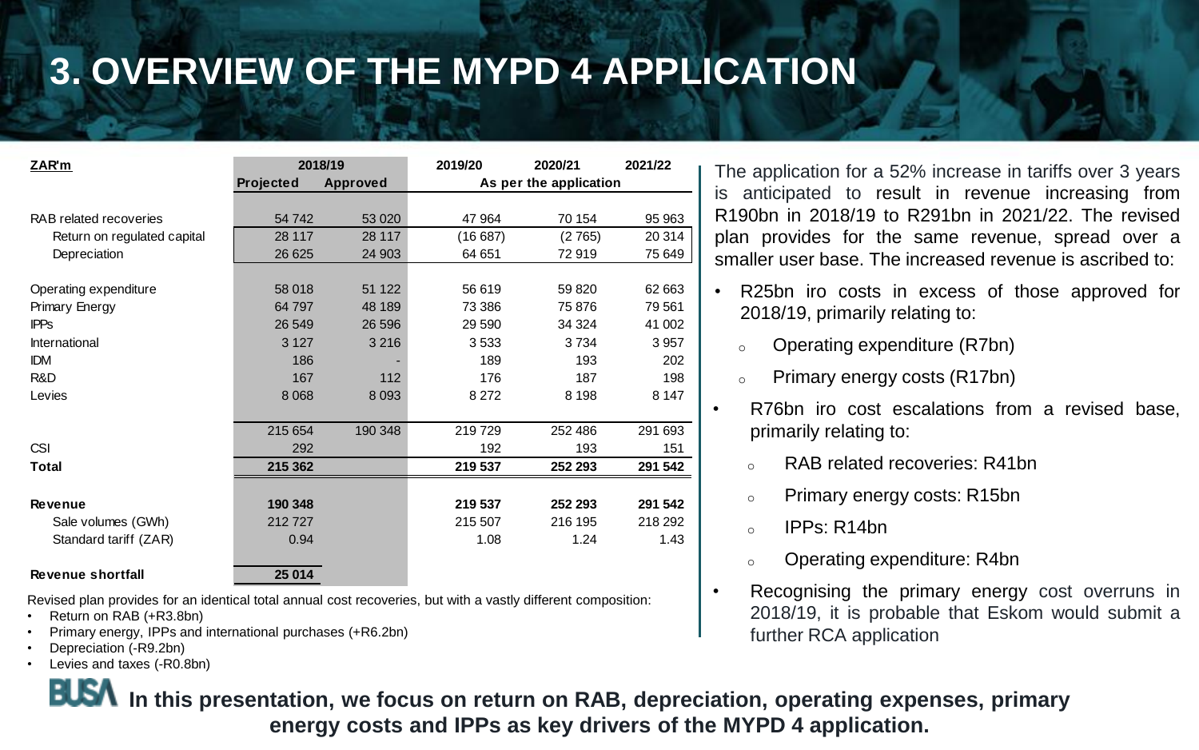# 3. OVERVIEW OF THE MYPD 4 APPLICATION

| ZAR'm | 2018/19 Projected | 2018/19 Approved | 2019/20 | 2020/21 | 2021/22 |
|---|---|---|---|---|---|
| | | | As per the application | | |
| RAB related recoveries | 54 742 | 53 020 | 47 964 | 70 154 | 95 963 |
| Return on regulated capital | 28 117 | 28 117 | (16 687) | (2 765) | 20 314 |
| Depreciation | 26 625 | 24 903 | 64 651 | 72 919 | 75 649 |
| Operating expenditure | 58 018 | 51 122 | 56 619 | 59 820 | 62 663 |
| Primary Energy | 64 797 | 48 189 | 73 386 | 75 876 | 79 561 |
| IPPs | 26 549 | 26 596 | 29 590 | 34 324 | 41 002 |
| International | 3 127 | 3 216 | 3 533 | 3 734 | 3 957 |
| IDM | 186 | - | 189 | 193 | 202 |
| R&D | 167 | 112 | 176 | 187 | 198 |
| Levies | 8 068 | 8 093 | 8 272 | 8 198 | 8 147 |
| | 215 654 | 190 348 | 219 729 | 252 486 | 291 693 |
| CSI | 292 | | 192 | 193 | 151 |
| **Total** | **215 362** | | **219 537** | **252 293** | **291 542** |
| **Revenue** | **190 348** | | **219 537** | **252 293** | **291 542** |
| Sale volumes (GWh) | 212 727 | | 215 507 | 216 195 | 218 292 |
| Standard tariff (ZAR) | 0.94 | | 1.08 | 1.24 | 1.43 |
| **Revenue shortfall** | **25 014** | | | | |

Revised plan provides for an identical total annual cost recoveries, but with a vastly different composition:

- Return on RAB (+R3.8bn)
- Primary energy, IPPs and international purchases (+R6.2bn)
- Depreciation (-R9.2bn)
- Levies and taxes (-R0.8bn)

The application for a 52% increase in tariffs over 3 years is anticipated to result in revenue increasing from R190bn in 2018/19 to R291bn in 2021/22. The revised plan provides for the same revenue, spread over a smaller user base. The increased revenue is ascribed to:

- R25bn iro costs in excess of those approved for 2018/19, primarily relating to:
  - Operating expenditure (R7bn)
  - Primary energy costs (R17bn)
- R76bn iro cost escalations from a revised base, primarily relating to:
  - RAB related recoveries: R41bn
  - Primary energy costs: R15bn
  - IPPs: R14bn
  - Operating expenditure: R4bn
- Recognising the primary energy cost overruns in 2018/19, it is probable that Eskom would submit a further RCA application

BUSA **In this presentation, we focus on return on RAB, depreciation, operating expenses, primary energy costs and IPPs as key drivers of the MYPD 4 application.**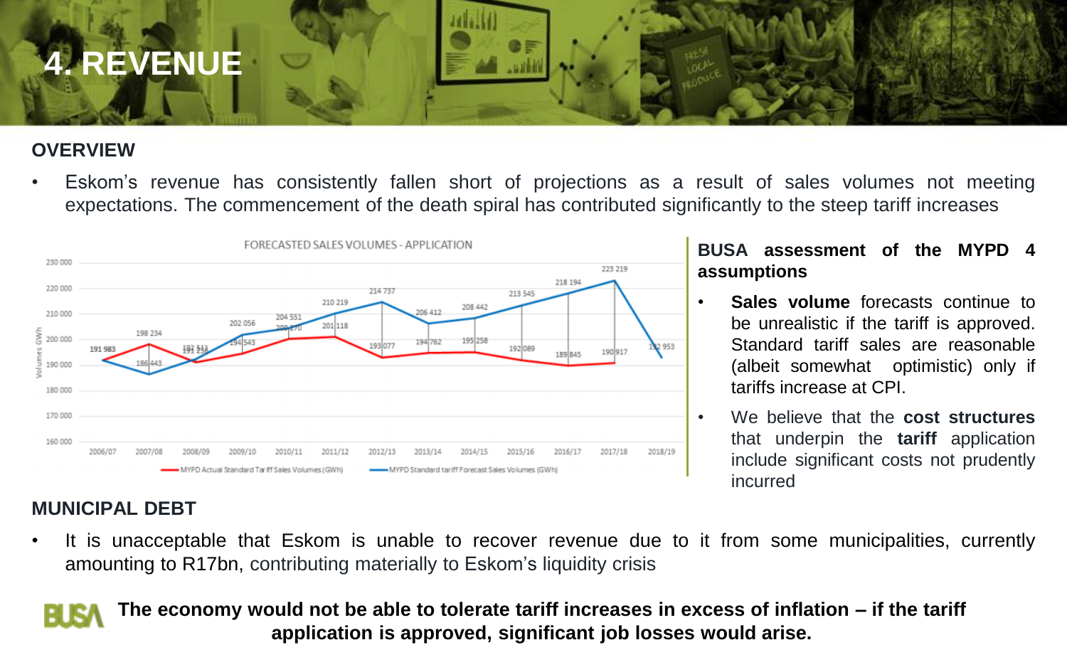# 4. REVENUE

## OVERVIEW

- Eskom's revenue has consistently fallen short of projections as a result of sales volumes not meeting expectations. The commencement of the death spiral has contributed significantly to the steep tariff increases

FORECASTED SALES VOLUMES - APPLICATION

| Year | MYPD Actual Standard Tariff Sales Volumes (GWh) | MYPD Standard tariff Forecast Sales Volumes (GWh) |
| --- | --- | --- |
| 2006/07 | 191 983 | 191 983 |
| 2007/08 | 198 234 | 186 443 |
| 2008/09 | 191 236 | 192 511 |
| 2009/10 | 194 543 | 202 056 |
| 2010/11 | 200 270 | 204 551 |
| 2011/12 | 201 118 | 210 219 |
| 2012/13 | 193 077 | 214 737 |
| 2013/14 | 194 762 | 206 412 |
| 2014/15 | 195 258 | 208 442 |
| 2015/16 | 192 089 | 213 545 |
| 2016/17 | 189 845 | 218 194 |
| 2017/18 | 190 917 | 223 219 |
| 2018/19 | | 192 953 |

### BUSA assessment of the MYPD 4 assumptions

- **Sales volume** forecasts continue to be unrealistic if the tariff is approved. Standard tariff sales are reasonable (albeit somewhat optimistic) only if tariffs increase at CPI.
- We believe that the **cost structures** that underpin the **tariff** application include significant costs not prudently incurred

## MUNICIPAL DEBT

- It is unacceptable that Eskom is unable to recover revenue due to it from some municipalities, currently amounting to R17bn, contributing materially to Eskom's liquidity crisis

**The economy would not be able to tolerate tariff increases in excess of inflation – if the tariff application is approved, significant job losses would arise.**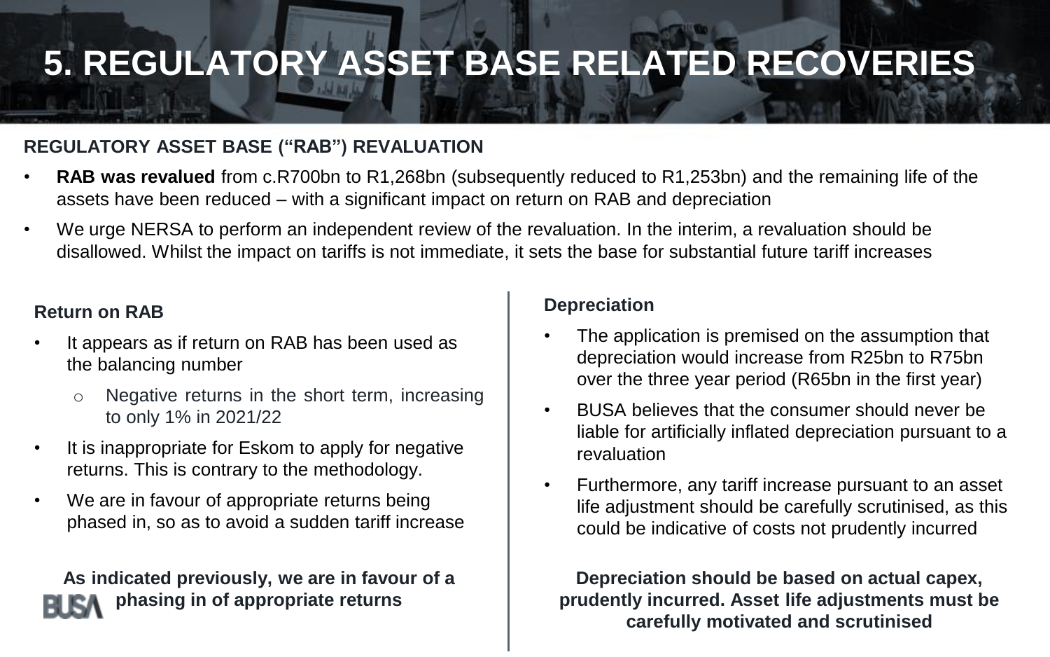# 5. REGULATORY ASSET BASE RELATED RECOVERIES

## REGULATORY ASSET BASE ("RAB") REVALUATION

- **RAB was revalued** from c.R700bn to R1,268bn (subsequently reduced to R1,253bn) and the remaining life of the assets have been reduced – with a significant impact on return on RAB and depreciation
- We urge NERSA to perform an independent review of the revaluation. In the interim, a revaluation should be disallowed. Whilst the impact on tariffs is not immediate, it sets the base for substantial future tariff increases

### Return on RAB

- It appears as if return on RAB has been used as the balancing number
  - Negative returns in the short term, increasing to only 1% in 2021/22
- It is inappropriate for Eskom to apply for negative returns. This is contrary to the methodology.
- We are in favour of appropriate returns being phased in, so as to avoid a sudden tariff increase

**As indicated previously, we are in favour of a phasing in of appropriate returns**

### Depreciation

- The application is premised on the assumption that depreciation would increase from R25bn to R75bn over the three year period (R65bn in the first year)
- BUSA believes that the consumer should never be liable for artificially inflated depreciation pursuant to a revaluation
- Furthermore, any tariff increase pursuant to an asset life adjustment should be carefully scrutinised, as this could be indicative of costs not prudently incurred

**Depreciation should be based on actual capex, prudently incurred. Asset life adjustments must be carefully motivated and scrutinised**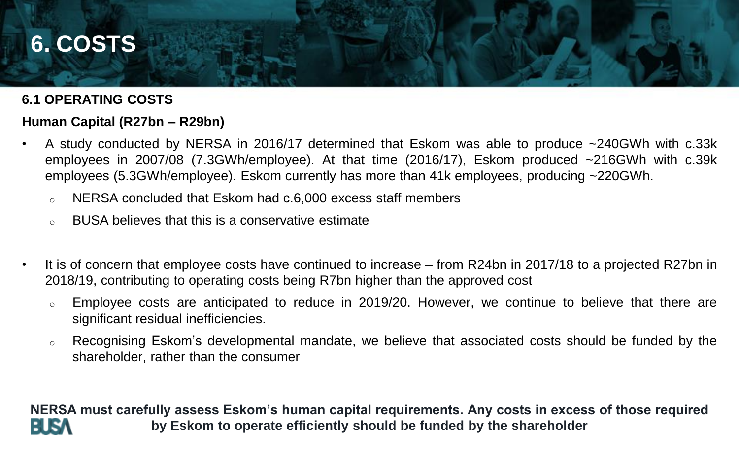# 6. COSTS

## 6.1 OPERATING COSTS

### Human Capital (R27bn – R29bn)

- A study conducted by NERSA in 2016/17 determined that Eskom was able to produce ~240GWh with c.33k employees in 2007/08 (7.3GWh/employee). At that time (2016/17), Eskom produced ~216GWh with c.39k employees (5.3GWh/employee). Eskom currently has more than 41k employees, producing ~220GWh.
  - NERSA concluded that Eskom had c.6,000 excess staff members
  - BUSA believes that this is a conservative estimate
- It is of concern that employee costs have continued to increase – from R24bn in 2017/18 to a projected R27bn in 2018/19, contributing to operating costs being R7bn higher than the approved cost
  - Employee costs are anticipated to reduce in 2019/20. However, we continue to believe that there are significant residual inefficiencies.
  - Recognising Eskom's developmental mandate, we believe that associated costs should be funded by the shareholder, rather than the consumer

**NERSA must carefully assess Eskom's human capital requirements. Any costs in excess of those required by Eskom to operate efficiently should be funded by the shareholder**

BUSA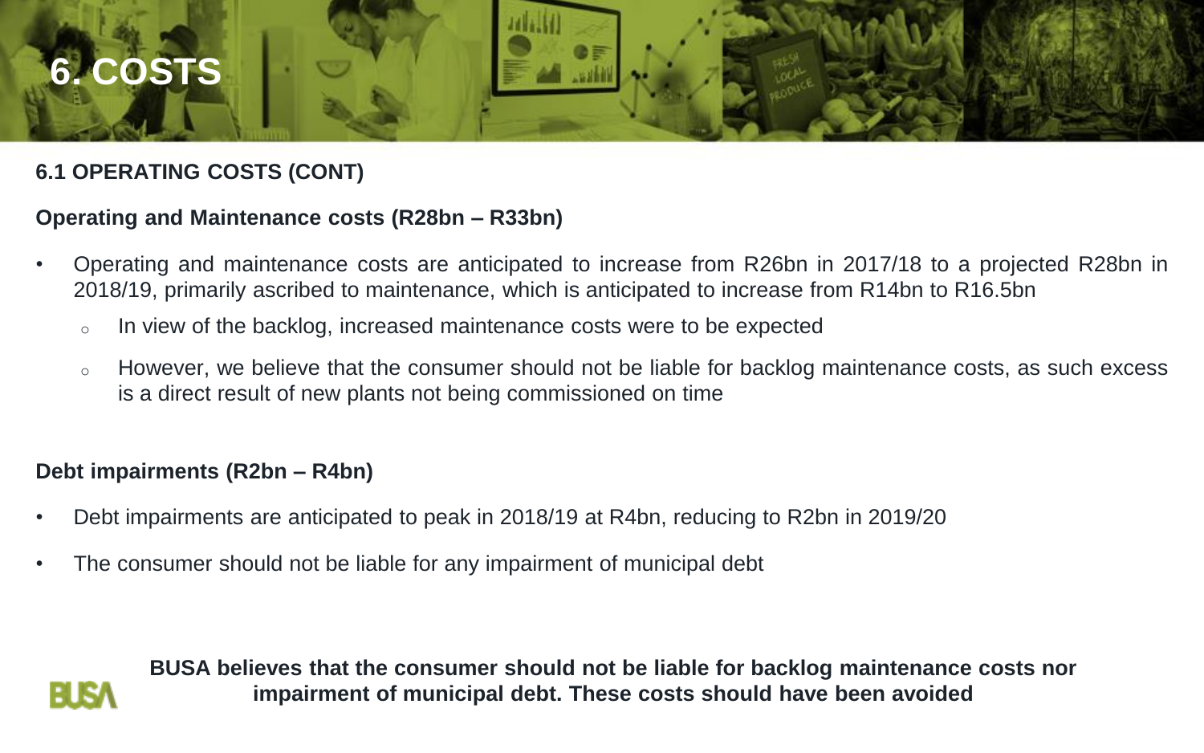# 6. COSTS

## 6.1 OPERATING COSTS (CONT)

### Operating and Maintenance costs (R28bn – R33bn)

- Operating and maintenance costs are anticipated to increase from R26bn in 2017/18 to a projected R28bn in 2018/19, primarily ascribed to maintenance, which is anticipated to increase from R14bn to R16.5bn
  - In view of the backlog, increased maintenance costs were to be expected
  - However, we believe that the consumer should not be liable for backlog maintenance costs, as such excess is a direct result of new plants not being commissioned on time

### Debt impairments (R2bn – R4bn)

- Debt impairments are anticipated to peak in 2018/19 at R4bn, reducing to R2bn in 2019/20
- The consumer should not be liable for any impairment of municipal debt

BUSA

**BUSA believes that the consumer should not be liable for backlog maintenance costs nor impairment of municipal debt. These costs should have been avoided**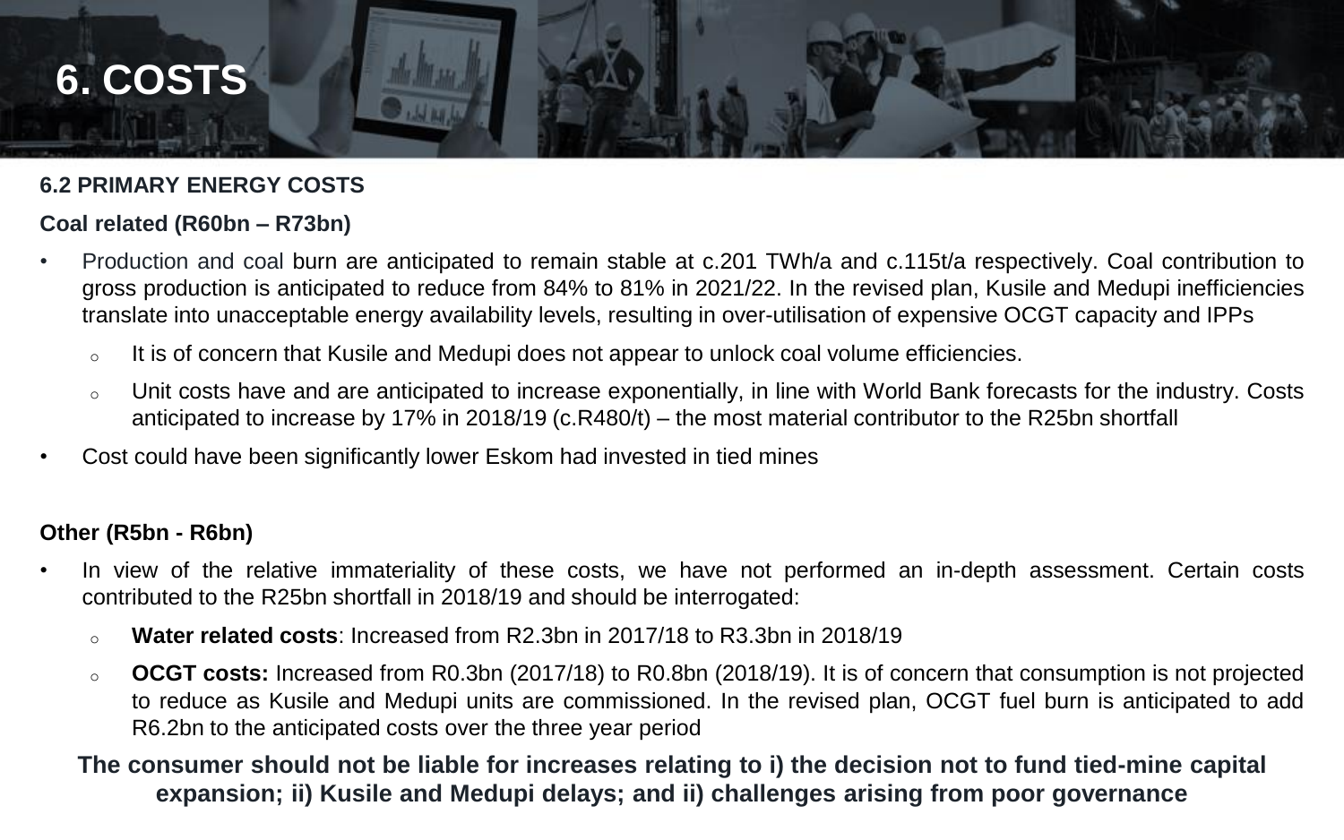# 6. COSTS

### 6.2 PRIMARY ENERGY COSTS

**Coal related (R60bn – R73bn)**

- Production and coal burn are anticipated to remain stable at c.201 TWh/a and c.115t/a respectively. Coal contribution to gross production is anticipated to reduce from 84% to 81% in 2021/22. In the revised plan, Kusile and Medupi inefficiencies translate into unacceptable energy availability levels, resulting in over-utilisation of expensive OCGT capacity and IPPs
  - It is of concern that Kusile and Medupi does not appear to unlock coal volume efficiencies.
  - Unit costs have and are anticipated to increase exponentially, in line with World Bank forecasts for the industry. Costs anticipated to increase by 17% in 2018/19 (c.R480/t) – the most material contributor to the R25bn shortfall
- Cost could have been significantly lower Eskom had invested in tied mines

**Other (R5bn - R6bn)**

- In view of the relative immateriality of these costs, we have not performed an in-depth assessment. Certain costs contributed to the R25bn shortfall in 2018/19 and should be interrogated:
  - **Water related costs**: Increased from R2.3bn in 2017/18 to R3.3bn in 2018/19
  - **OCGT costs:** Increased from R0.3bn (2017/18) to R0.8bn (2018/19). It is of concern that consumption is not projected to reduce as Kusile and Medupi units are commissioned. In the revised plan, OCGT fuel burn is anticipated to add R6.2bn to the anticipated costs over the three year period

**The consumer should not be liable for increases relating to i) the decision not to fund tied-mine capital expansion; ii) Kusile and Medupi delays; and ii) challenges arising from poor governance**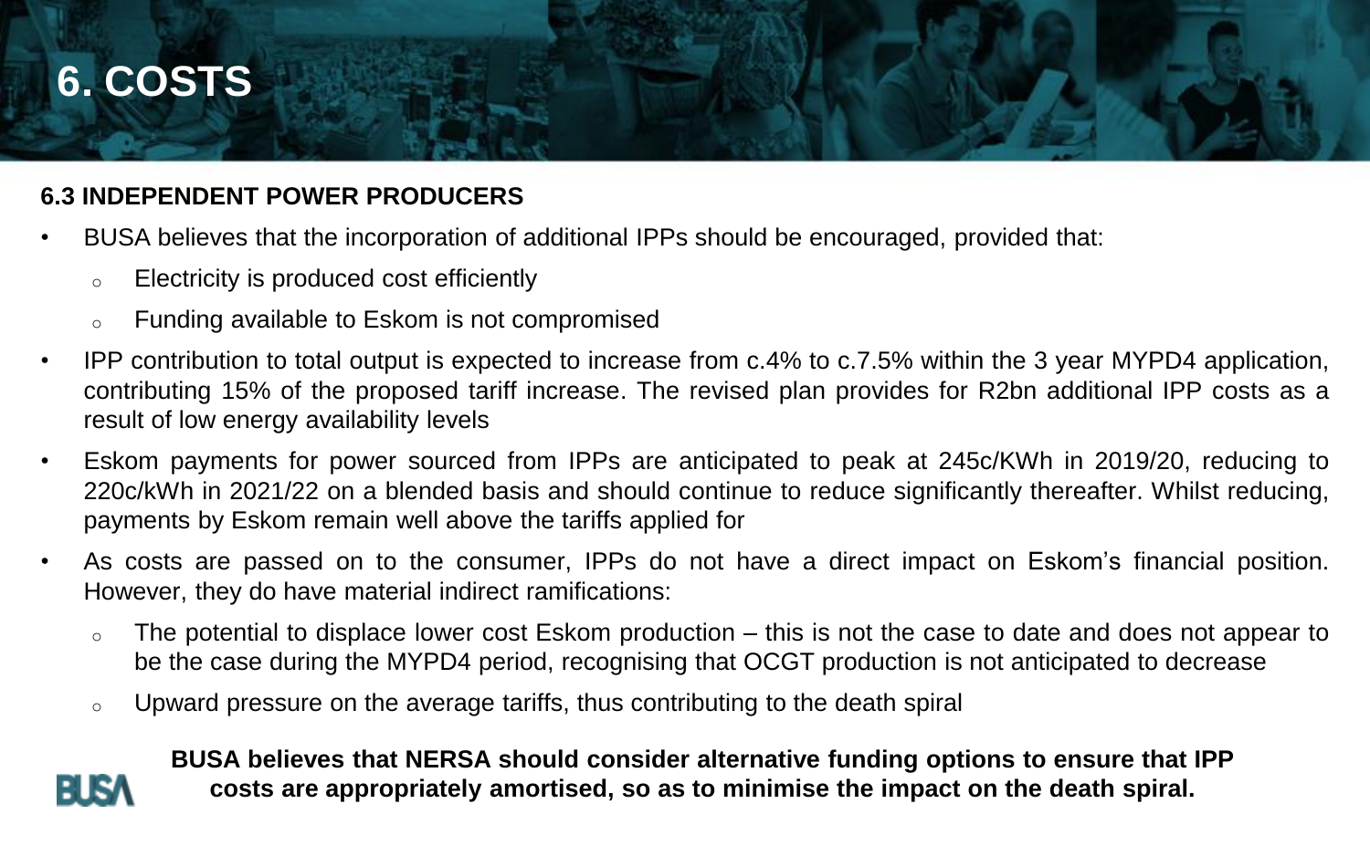# 6. COSTS

### 6.3 INDEPENDENT POWER PRODUCERS

- BUSA believes that the incorporation of additional IPPs should be encouraged, provided that:
  - Electricity is produced cost efficiently
  - Funding available to Eskom is not compromised
- IPP contribution to total output is expected to increase from c.4% to c.7.5% within the 3 year MYPD4 application, contributing 15% of the proposed tariff increase. The revised plan provides for R2bn additional IPP costs as a result of low energy availability levels
- Eskom payments for power sourced from IPPs are anticipated to peak at 245c/KWh in 2019/20, reducing to 220c/kWh in 2021/22 on a blended basis and should continue to reduce significantly thereafter. Whilst reducing, payments by Eskom remain well above the tariffs applied for
- As costs are passed on to the consumer, IPPs do not have a direct impact on Eskom's financial position. However, they do have material indirect ramifications:
  - The potential to displace lower cost Eskom production – this is not the case to date and does not appear to be the case during the MYPD4 period, recognising that OCGT production is not anticipated to decrease
  - Upward pressure on the average tariffs, thus contributing to the death spiral

**BUSA believes that NERSA should consider alternative funding options to ensure that IPP costs are appropriately amortised, so as to minimise the impact on the death spiral.**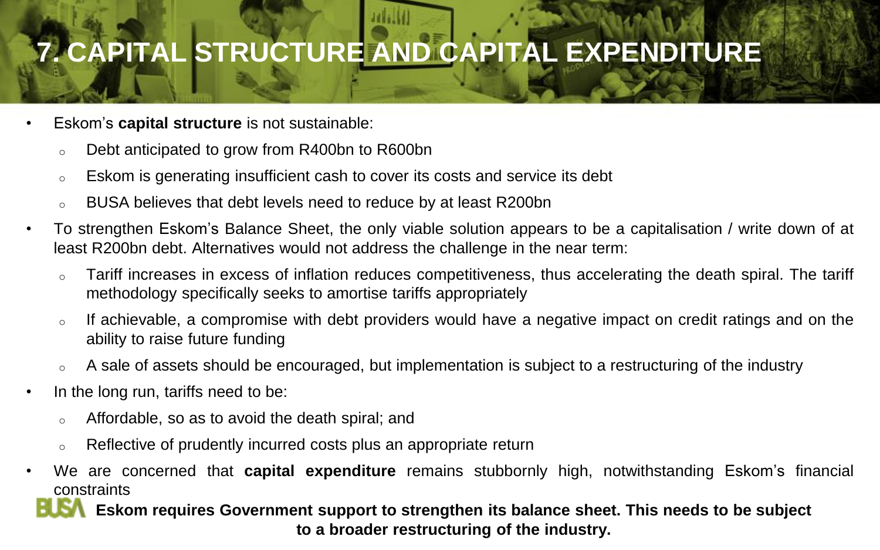# 7. CAPITAL STRUCTURE AND CAPITAL EXPENDITURE

- Eskom's **capital structure** is not sustainable:
  - Debt anticipated to grow from R400bn to R600bn
  - Eskom is generating insufficient cash to cover its costs and service its debt
  - BUSA believes that debt levels need to reduce by at least R200bn
- To strengthen Eskom's Balance Sheet, the only viable solution appears to be a capitalisation / write down of at least R200bn debt. Alternatives would not address the challenge in the near term:
  - Tariff increases in excess of inflation reduces competitiveness, thus accelerating the death spiral. The tariff methodology specifically seeks to amortise tariffs appropriately
  - If achievable, a compromise with debt providers would have a negative impact on credit ratings and on the ability to raise future funding
  - A sale of assets should be encouraged, but implementation is subject to a restructuring of the industry
- In the long run, tariffs need to be:
  - Affordable, so as to avoid the death spiral; and
  - Reflective of prudently incurred costs plus an appropriate return
- We are concerned that **capital expenditure** remains stubbornly high, notwithstanding Eskom's financial constraints

**Eskom requires Government support to strengthen its balance sheet. This needs to be subject to a broader restructuring of the industry.**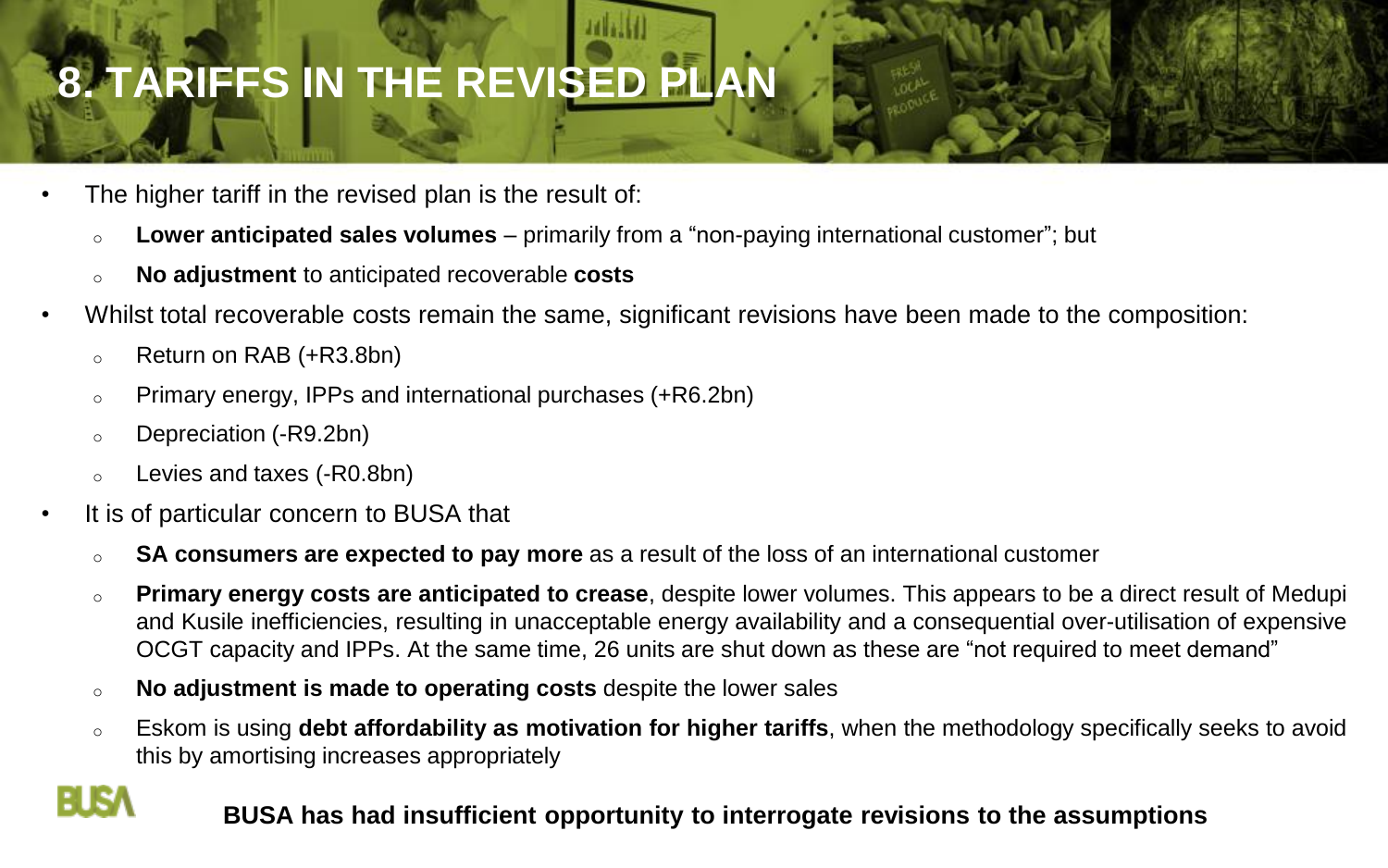# 8. TARIFFS IN THE REVISED PLAN

- The higher tariff in the revised plan is the result of:
  - **Lower anticipated sales volumes** – primarily from a "non-paying international customer"; but
  - **No adjustment** to anticipated recoverable **costs**
- Whilst total recoverable costs remain the same, significant revisions have been made to the composition:
  - Return on RAB (+R3.8bn)
  - Primary energy, IPPs and international purchases (+R6.2bn)
  - Depreciation (-R9.2bn)
  - Levies and taxes (-R0.8bn)
- It is of particular concern to BUSA that
  - **SA consumers are expected to pay more** as a result of the loss of an international customer
  - **Primary energy costs are anticipated to crease**, despite lower volumes. This appears to be a direct result of Medupi and Kusile inefficiencies, resulting in unacceptable energy availability and a consequential over-utilisation of expensive OCGT capacity and IPPs. At the same time, 26 units are shut down as these are "not required to meet demand"
  - **No adjustment is made to operating costs** despite the lower sales
  - Eskom is using **debt affordability as motivation for higher tariffs**, when the methodology specifically seeks to avoid this by amortising increases appropriately

**BUSA has had insufficient opportunity to interrogate revisions to the assumptions**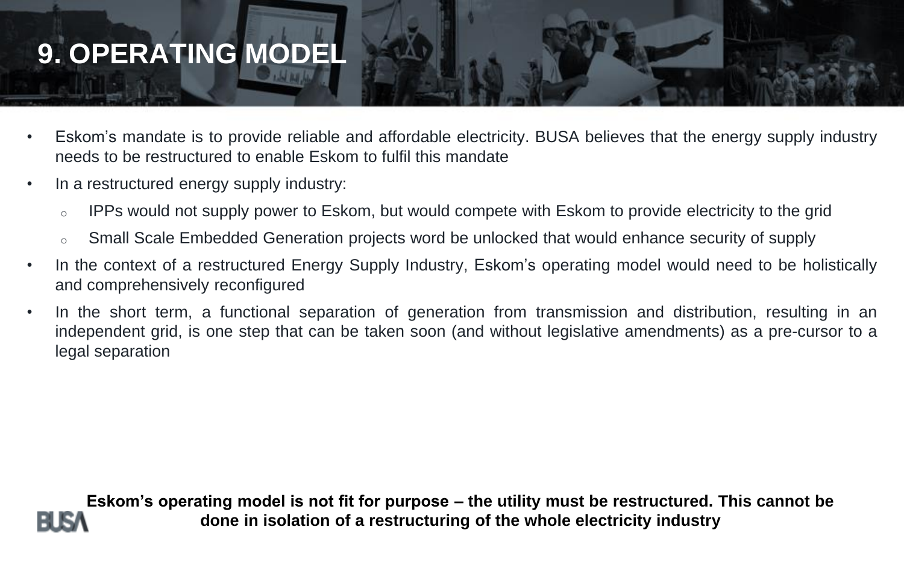# 9. OPERATING MODEL

- Eskom's mandate is to provide reliable and affordable electricity. BUSA believes that the energy supply industry needs to be restructured to enable Eskom to fulfil this mandate
- In a restructured energy supply industry:
  - IPPs would not supply power to Eskom, but would compete with Eskom to provide electricity to the grid
  - Small Scale Embedded Generation projects word be unlocked that would enhance security of supply
- In the context of a restructured Energy Supply Industry, Eskom's operating model would need to be holistically and comprehensively reconfigured
- In the short term, a functional separation of generation from transmission and distribution, resulting in an independent grid, is one step that can be taken soon (and without legislative amendments) as a pre-cursor to a legal separation

**Eskom's operating model is not fit for purpose – the utility must be restructured. This cannot be done in isolation of a restructuring of the whole electricity industry**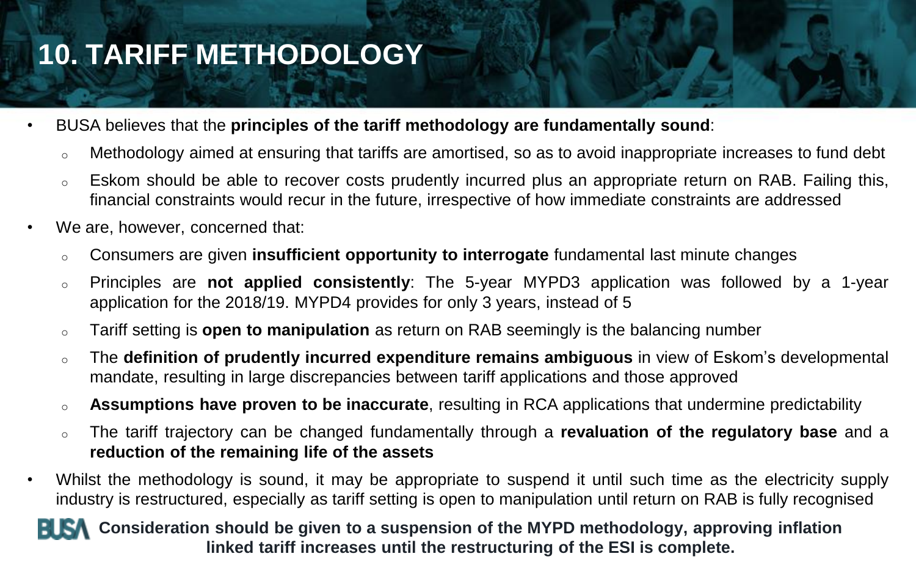# 10. TARIFF METHODOLOGY

- BUSA believes that the **principles of the tariff methodology are fundamentally sound**:
  - Methodology aimed at ensuring that tariffs are amortised, so as to avoid inappropriate increases to fund debt
  - Eskom should be able to recover costs prudently incurred plus an appropriate return on RAB. Failing this, financial constraints would recur in the future, irrespective of how immediate constraints are addressed
- We are, however, concerned that:
  - Consumers are given **insufficient opportunity to interrogate** fundamental last minute changes
  - Principles are **not applied consistently**: The 5-year MYPD3 application was followed by a 1-year application for the 2018/19. MYPD4 provides for only 3 years, instead of 5
  - Tariff setting is **open to manipulation** as return on RAB seemingly is the balancing number
  - The **definition of prudently incurred expenditure remains ambiguous** in view of Eskom's developmental mandate, resulting in large discrepancies between tariff applications and those approved
  - **Assumptions have proven to be inaccurate**, resulting in RCA applications that undermine predictability
  - The tariff trajectory can be changed fundamentally through a **revaluation of the regulatory base** and a **reduction of the remaining life of the assets**
- Whilst the methodology is sound, it may be appropriate to suspend it until such time as the electricity supply industry is restructured, especially as tariff setting is open to manipulation until return on RAB is fully recognised

BUSA **Consideration should be given to a suspension of the MYPD methodology, approving inflation linked tariff increases until the restructuring of the ESI is complete.**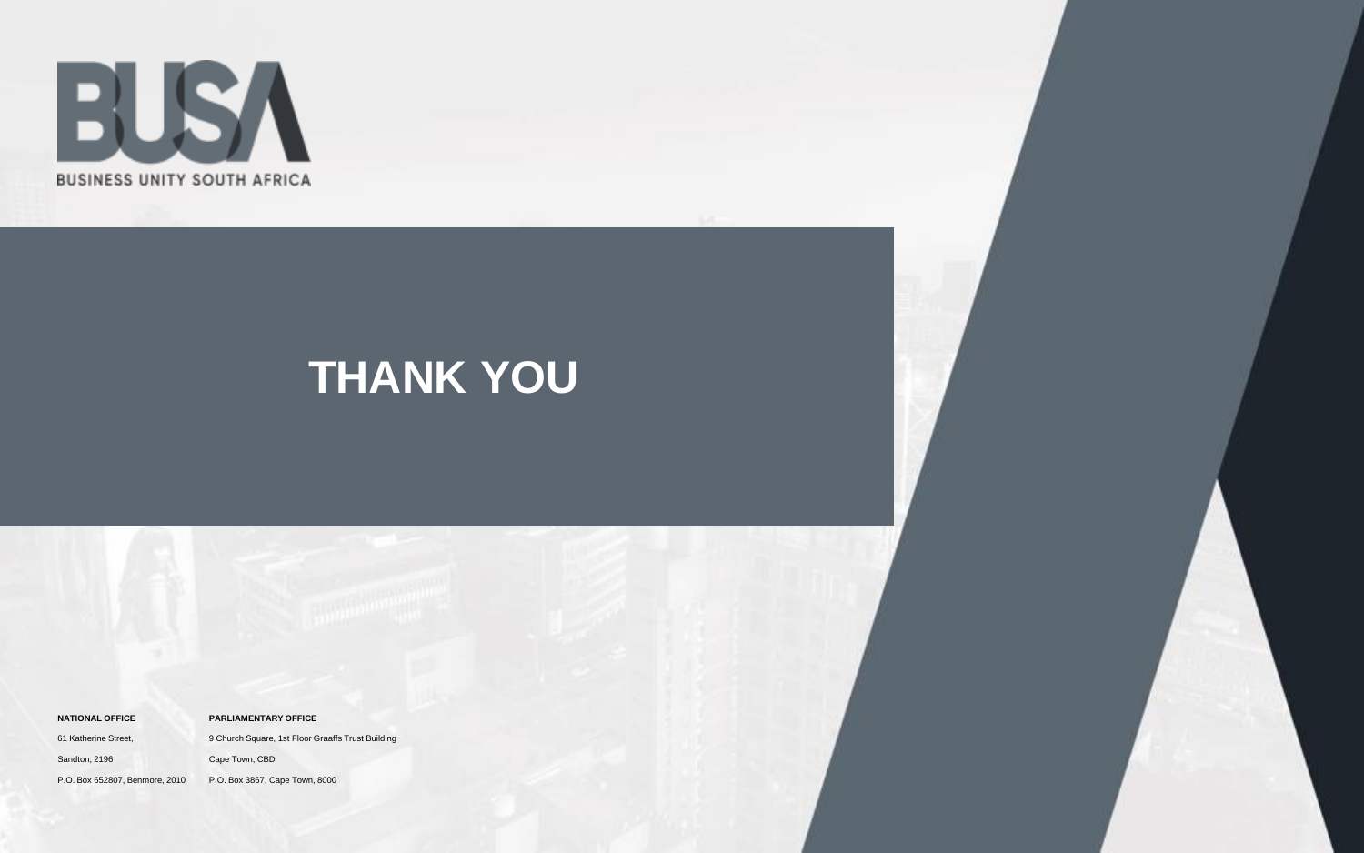BUSINESS UNITY SOUTH AFRICA

# THANK YOU

**NATIONAL OFFICE**

61 Katherine Street,

Sandton, 2196

P.O. Box 652807, Benmore, 2010

**PARLIAMENTARY OFFICE**

9 Church Square, 1st Floor Graaffs Trust Building

Cape Town, CBD

P.O. Box 3867, Cape Town, 8000